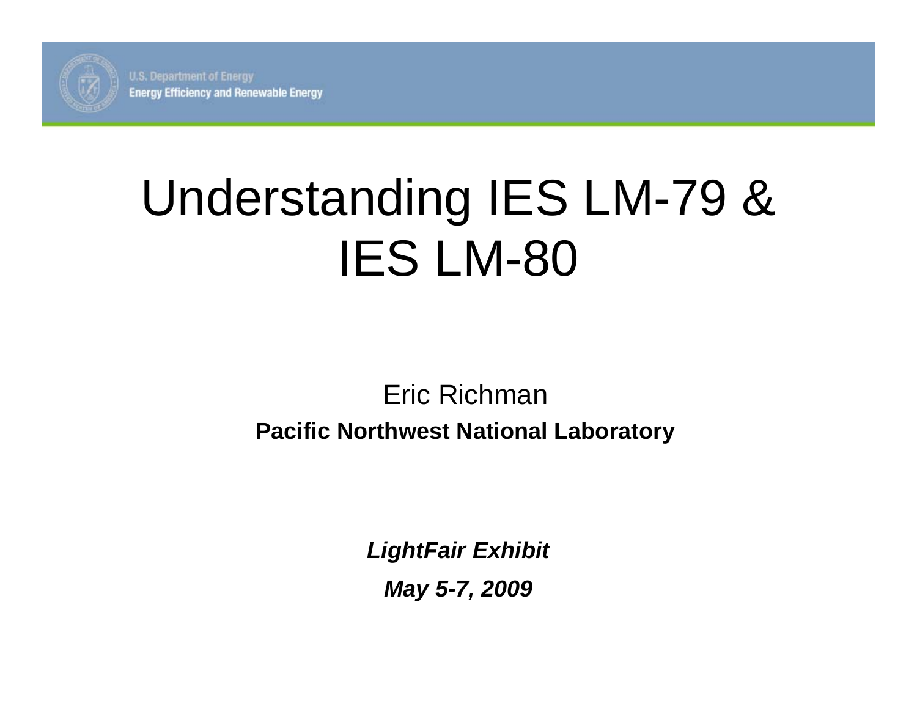U.S. Department of Energy
Energy Efficiency and Renewable Energy

# Understanding IES LM-79 & IES LM-80

Eric Richman

**Pacific Northwest National Laboratory**

***LightFair Exhibit***

***May 5-7, 2009***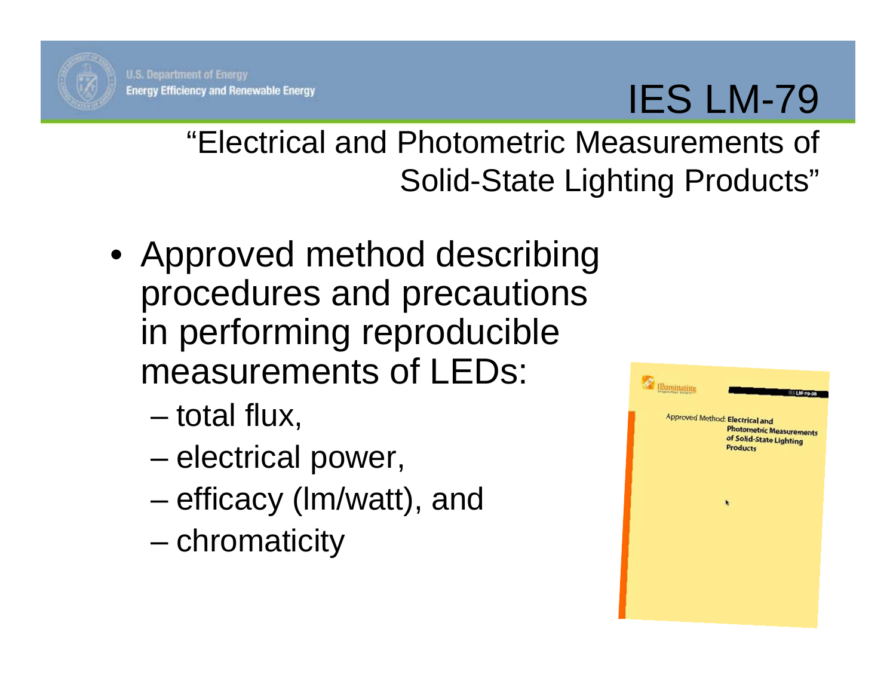# IES LM-79

"Electrical and Photometric Measurements of Solid-State Lighting Products"

- Approved method describing procedures and precautions in performing reproducible measurements of LEDs:
  - total flux,
  - electrical power,
  - efficacy (lm/watt), and
  - chromaticity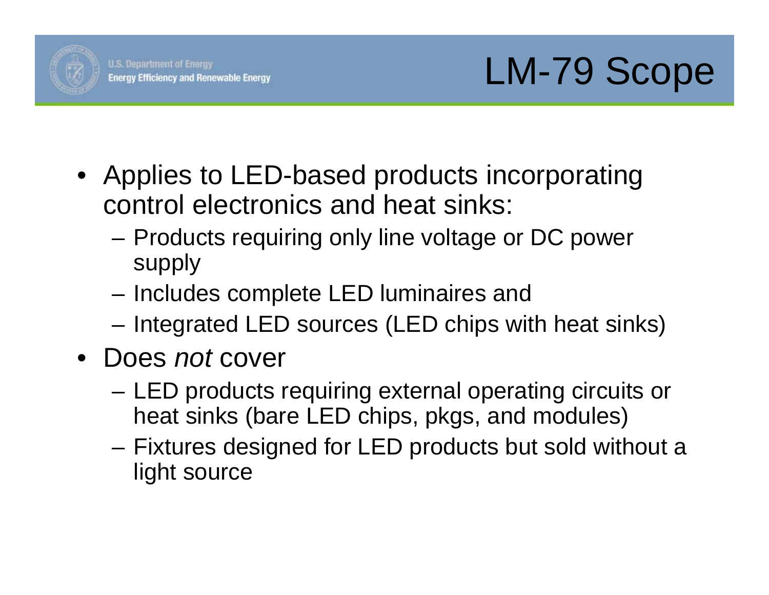# LM-79 Scope

- Applies to LED-based products incorporating control electronics and heat sinks:
  - Products requiring only line voltage or DC power supply
  - Includes complete LED luminaires and
  - Integrated LED sources (LED chips with heat sinks)
- Does *not* cover
  - LED products requiring external operating circuits or heat sinks (bare LED chips, pkgs, and modules)
  - Fixtures designed for LED products but sold without a light source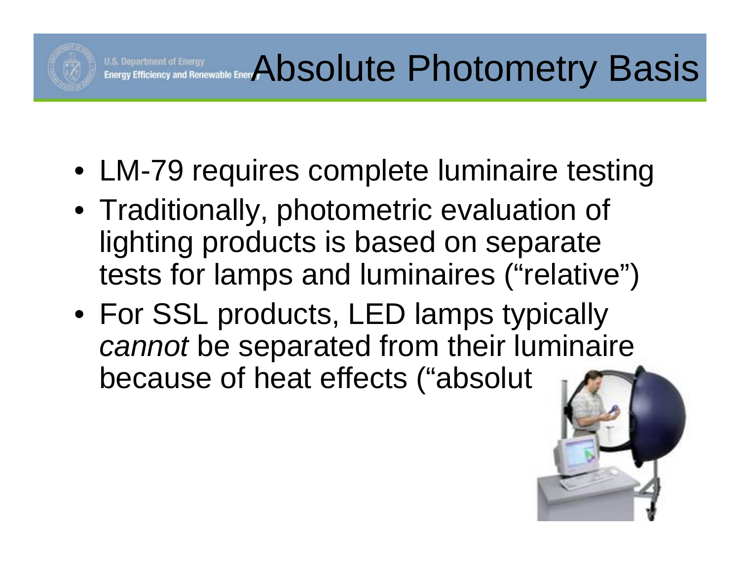# Absolute Photometry Basis

- LM-79 requires complete luminaire testing
- Traditionally, photometric evaluation of lighting products is based on separate tests for lamps and luminaires (“relative”)
- For SSL products, LED lamps typically *cannot* be separated from their luminaire because of heat effects (“absolut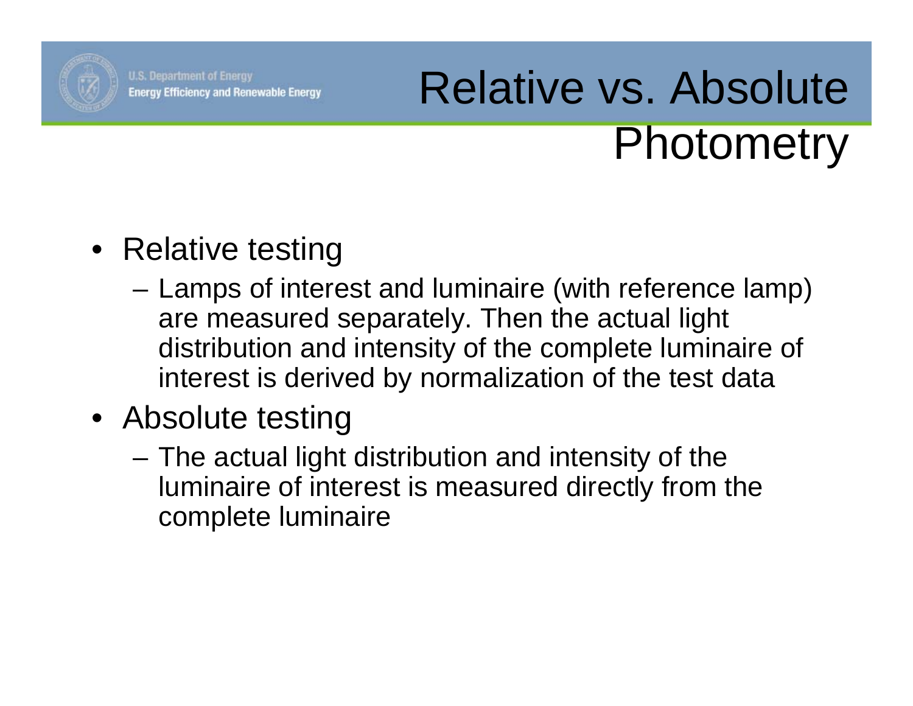# Relative vs. Absolute Photometry

- Relative testing
  - Lamps of interest and luminaire (with reference lamp) are measured separately. Then the actual light distribution and intensity of the complete luminaire of interest is derived by normalization of the test data
- Absolute testing
  - The actual light distribution and intensity of the luminaire of interest is measured directly from the complete luminaire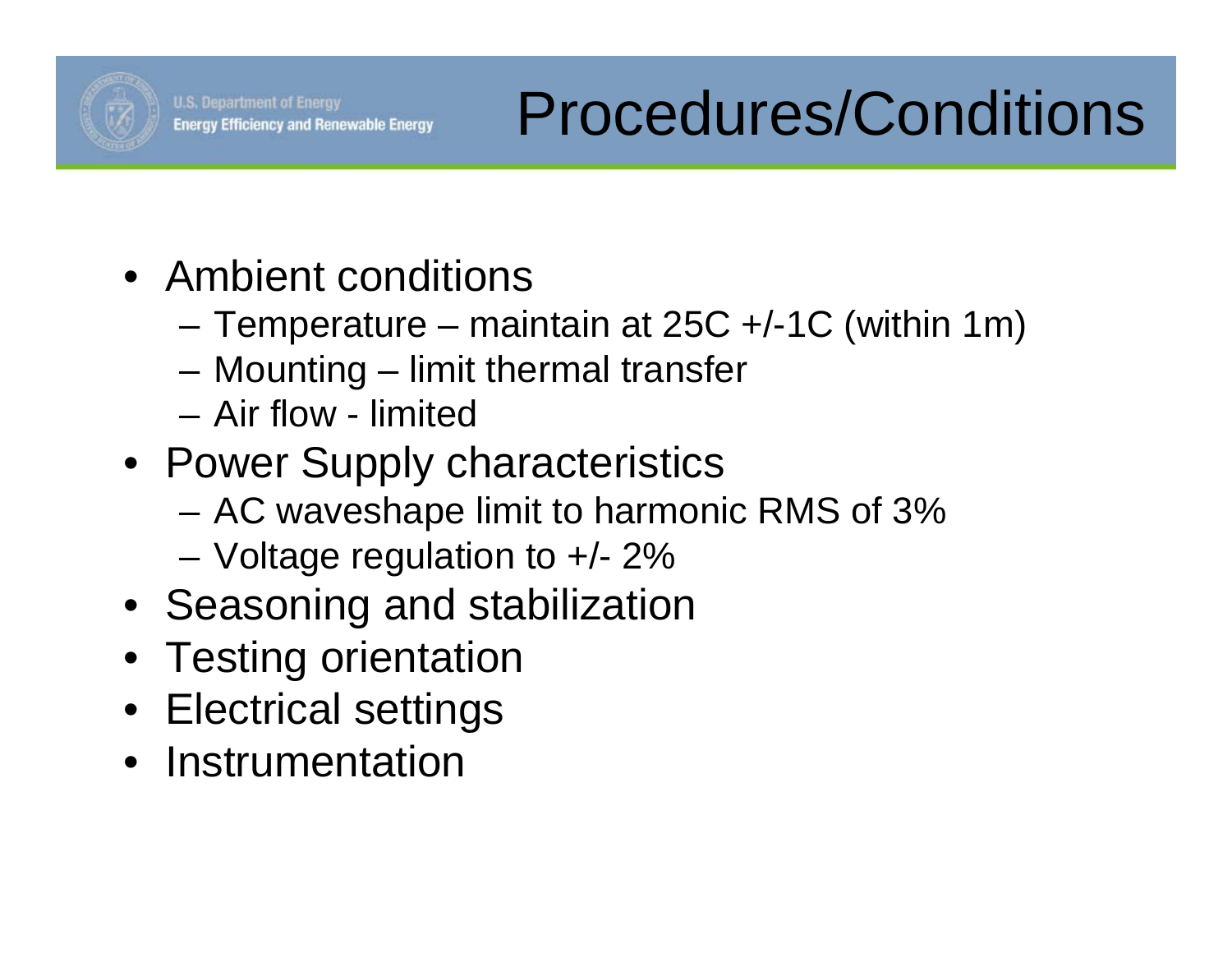# Procedures/Conditions

- Ambient conditions
  - Temperature – maintain at 25C +/-1C (within 1m)
  - Mounting – limit thermal transfer
  - Air flow - limited
- Power Supply characteristics
  - AC waveshape limit to harmonic RMS of 3%
  - Voltage regulation to +/- 2%
- Seasoning and stabilization
- Testing orientation
- Electrical settings
- Instrumentation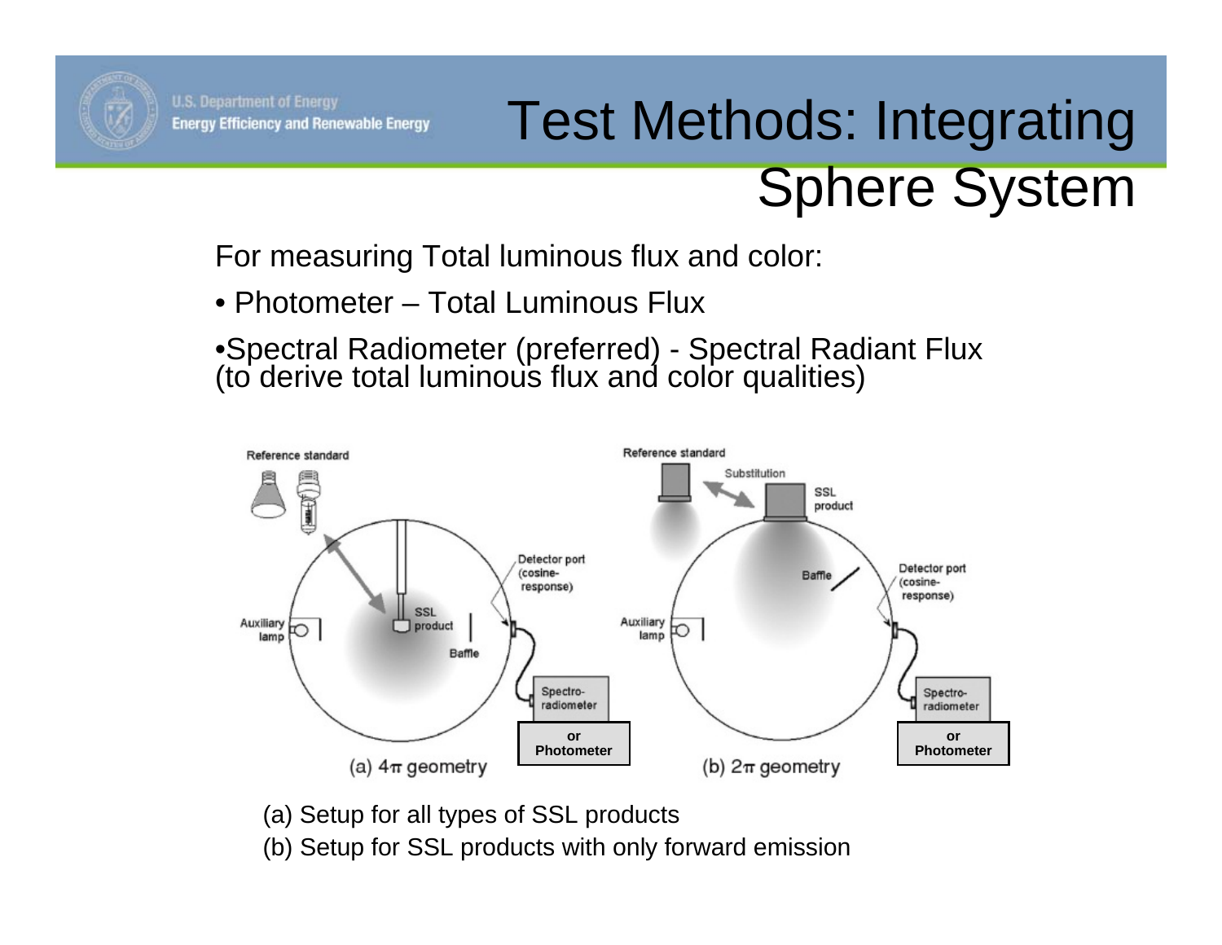# Test Methods: Integrating Sphere System

For measuring Total luminous flux and color:

- Photometer – Total Luminous Flux
- Spectral Radiometer (preferred) - Spectral Radiant Flux (to derive total luminous flux and color qualities)

(a) Setup for all types of SSL products

(b) Setup for SSL products with only forward emission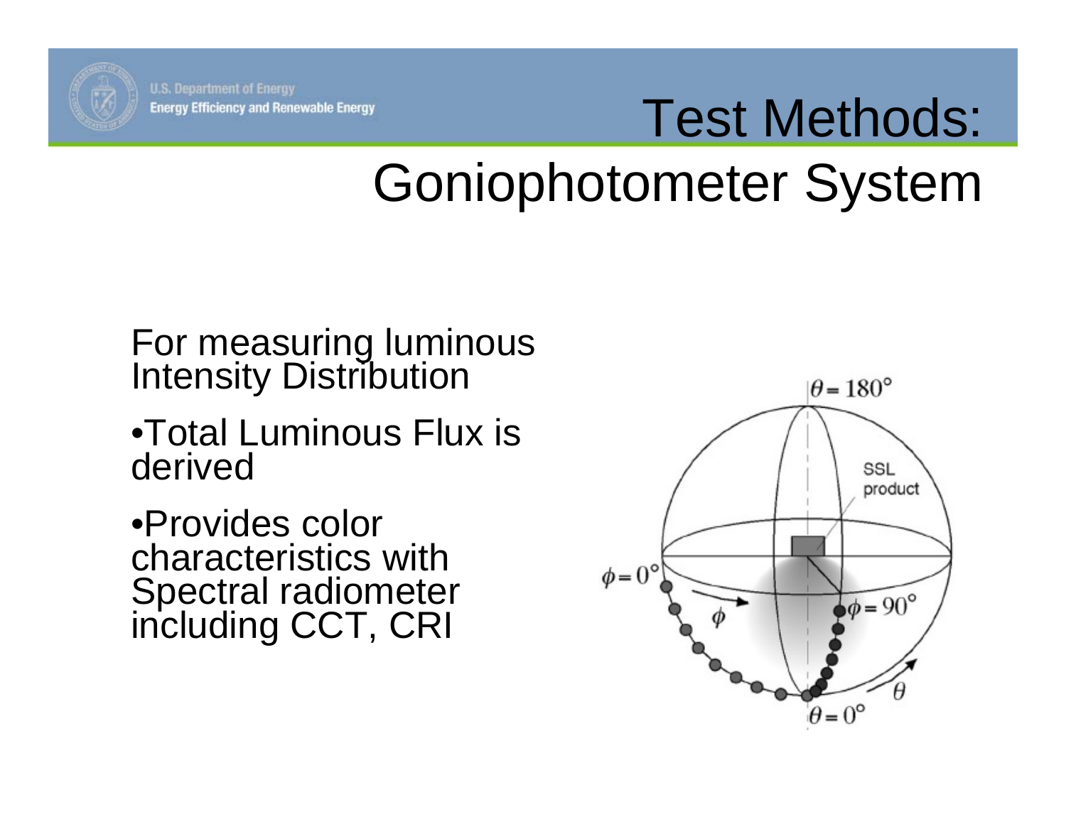# Test Methods: Goniophotometer System

For measuring luminous Intensity Distribution

- Total Luminous Flux is derived
- Provides color characteristics with Spectral radiometer including CCT, CRI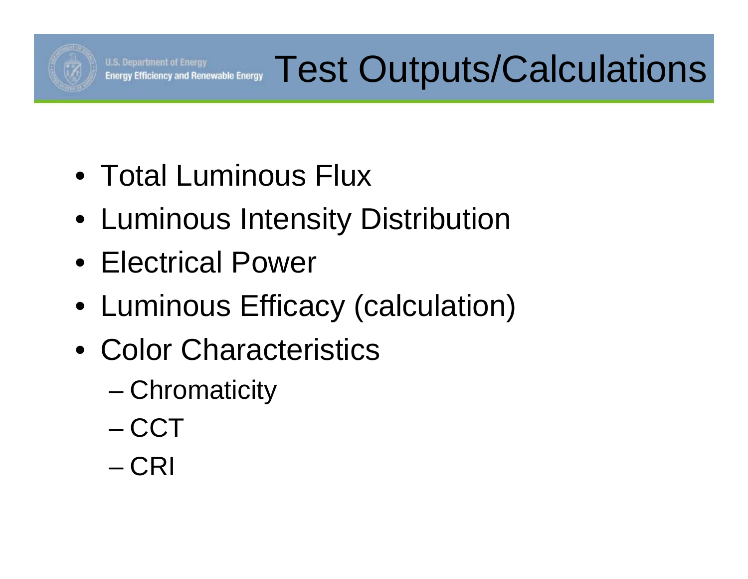# Test Outputs/Calculations

- Total Luminous Flux
- Luminous Intensity Distribution
- Electrical Power
- Luminous Efficacy (calculation)
- Color Characteristics
  - Chromaticity
  - CCT
  - CRI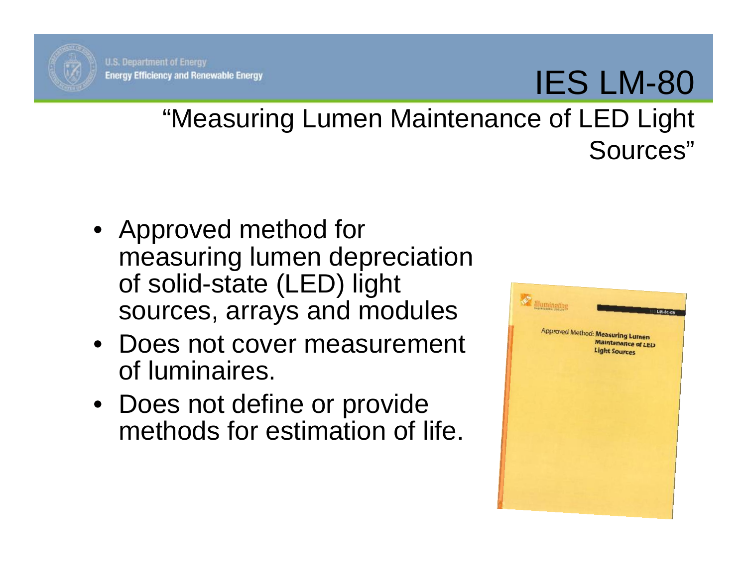# IES LM-80

## "Measuring Lumen Maintenance of LED Light Sources"

- Approved method for measuring lumen depreciation of solid-state (LED) light sources, arrays and modules
- Does not cover measurement of luminaires.
- Does not define or provide methods for estimation of life.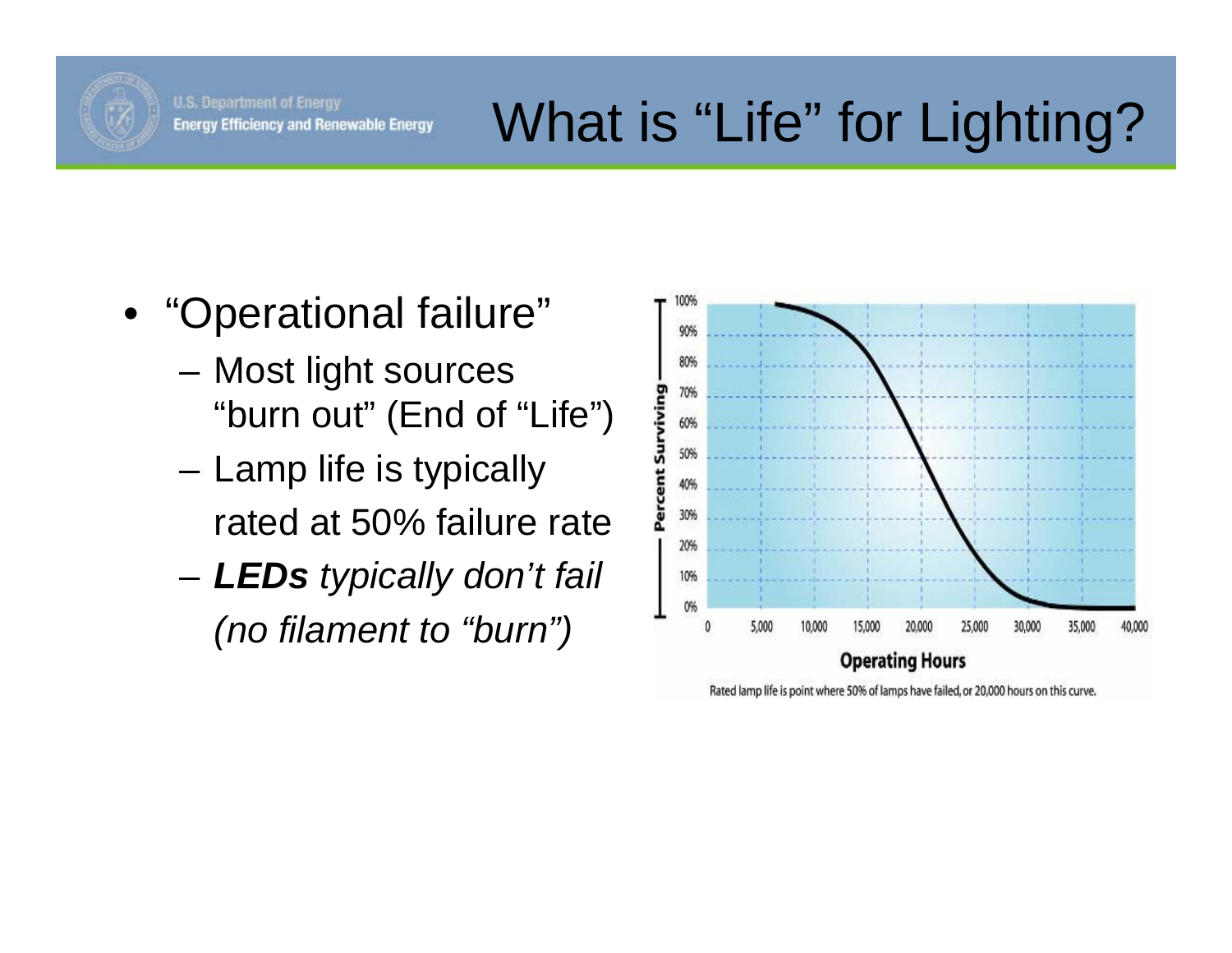# What is "Life" for Lighting?

- "Operational failure"
  - Most light sources "burn out" (End of "Life")
  - Lamp life is typically rated at 50% failure rate
  - ***LEDs** typically don't fail (no filament to "burn")*

Rated lamp life is point where 50% of lamps have failed, or 20,000 hours on this curve.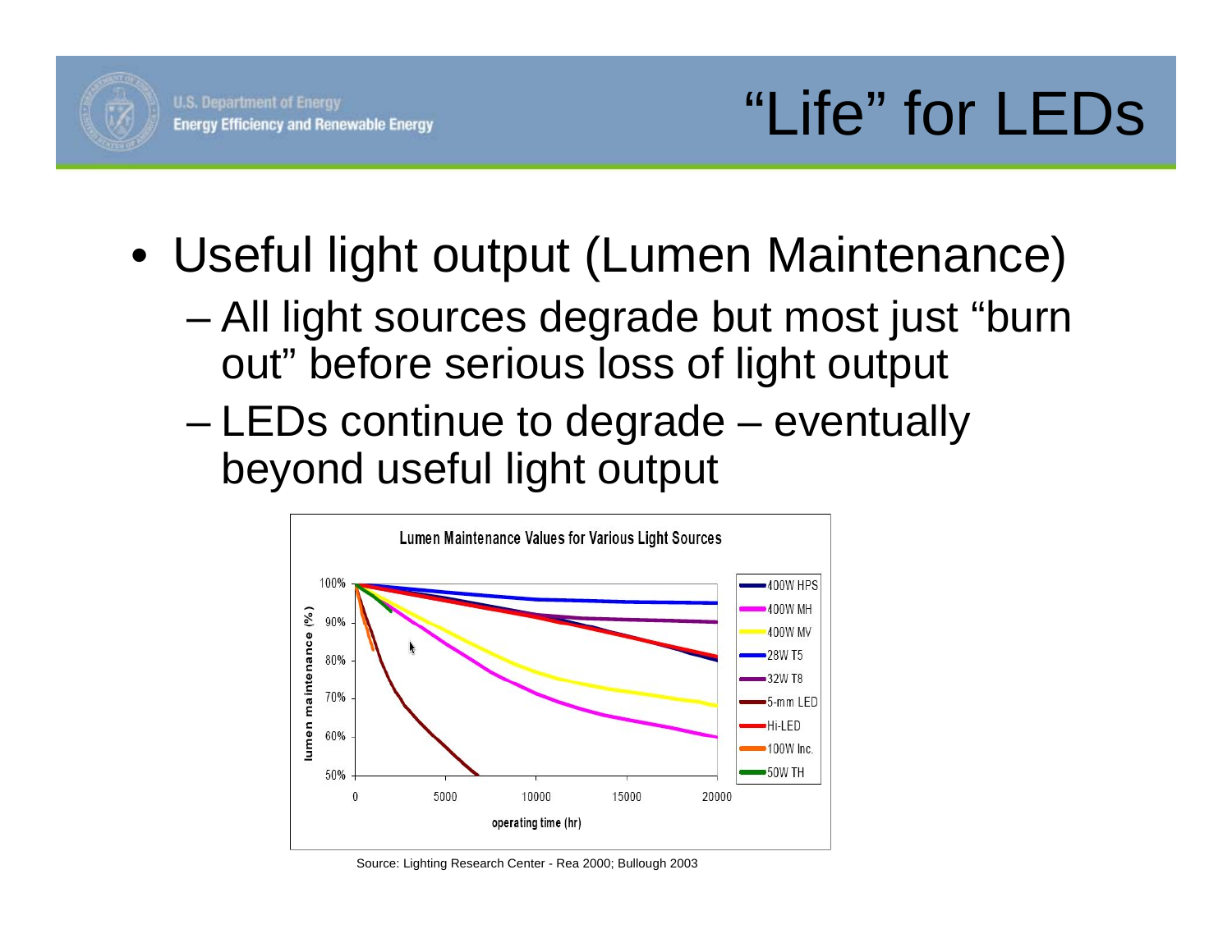# "Life" for LEDs

- Useful light output (Lumen Maintenance)
  - All light sources degrade but most just "burn out" before serious loss of light output
  - LEDs continue to degrade – eventually beyond useful light output

Source: Lighting Research Center - Rea 2000; Bullough 2003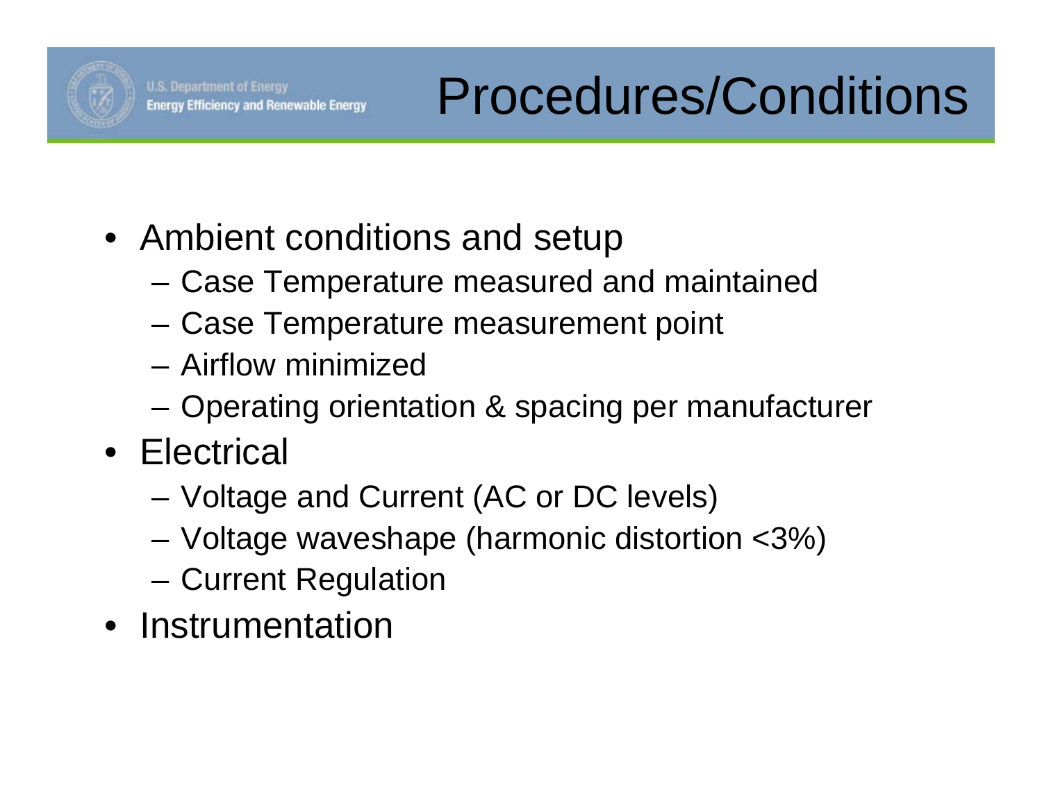# Procedures/Conditions

- Ambient conditions and setup
  - Case Temperature measured and maintained
  - Case Temperature measurement point
  - Airflow minimized
  - Operating orientation & spacing per manufacturer
- Electrical
  - Voltage and Current (AC or DC levels)
  - Voltage waveshape (harmonic distortion <3%)
  - Current Regulation
- Instrumentation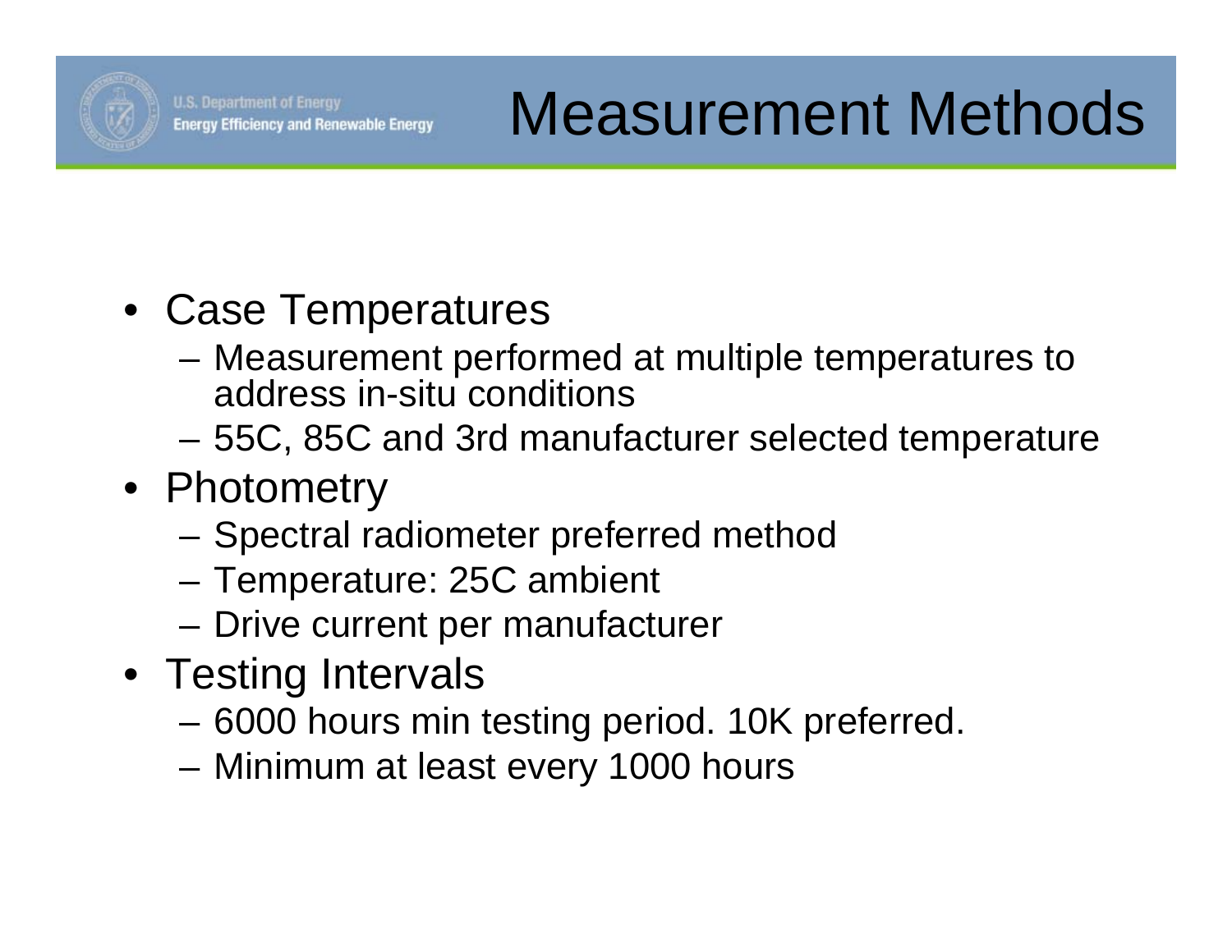# Measurement Methods

- Case Temperatures
  - Measurement performed at multiple temperatures to address in-situ conditions
  - 55C, 85C and 3rd manufacturer selected temperature
- Photometry
  - Spectral radiometer preferred method
  - Temperature: 25C ambient
  - Drive current per manufacturer
- Testing Intervals
  - 6000 hours min testing period. 10K preferred.
  - Minimum at least every 1000 hours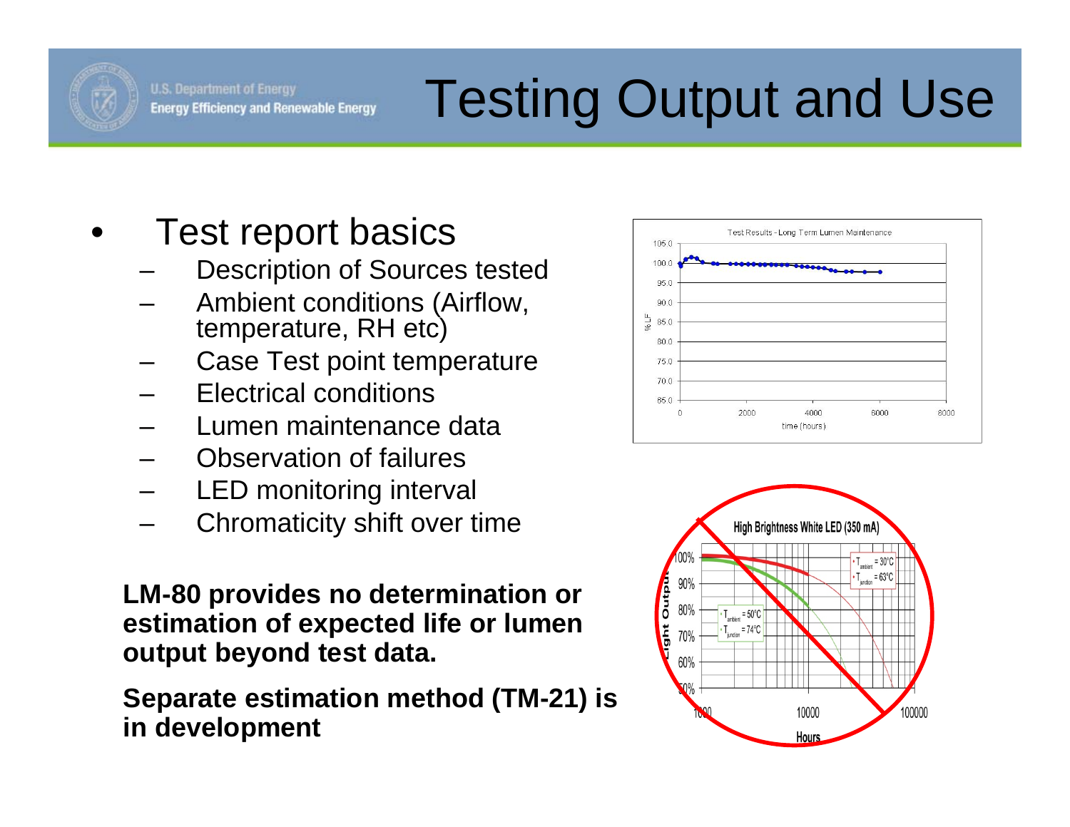# Testing Output and Use

- Test report basics
  - Description of Sources tested
  - Ambient conditions (Airflow, temperature, RH etc)
  - Case Test point temperature
  - Electrical conditions
  - Lumen maintenance data
  - Observation of failures
  - LED monitoring interval
  - Chromaticity shift over time

**LM-80 provides no determination or estimation of expected life or lumen output beyond test data.**

**Separate estimation method (TM-21) is in development**

Test Results - Long Term Lumen Maintenance

105.0
100.0
95.0
90.0
85.0
80.0
75.0
70.0
65.0

% LF

0
2000
4000
6000
8000

time (hours)

High Brightness White LED (350 mA)

Light Output

100%
90%
80%
70%
60%
50%

$T_{ambient}$ = 30°C
$T_{junction}$ = 63°C

$T_{ambient}$ = 50°C
$T_{junction}$ = 74°C

1000
10000
100000

Hours